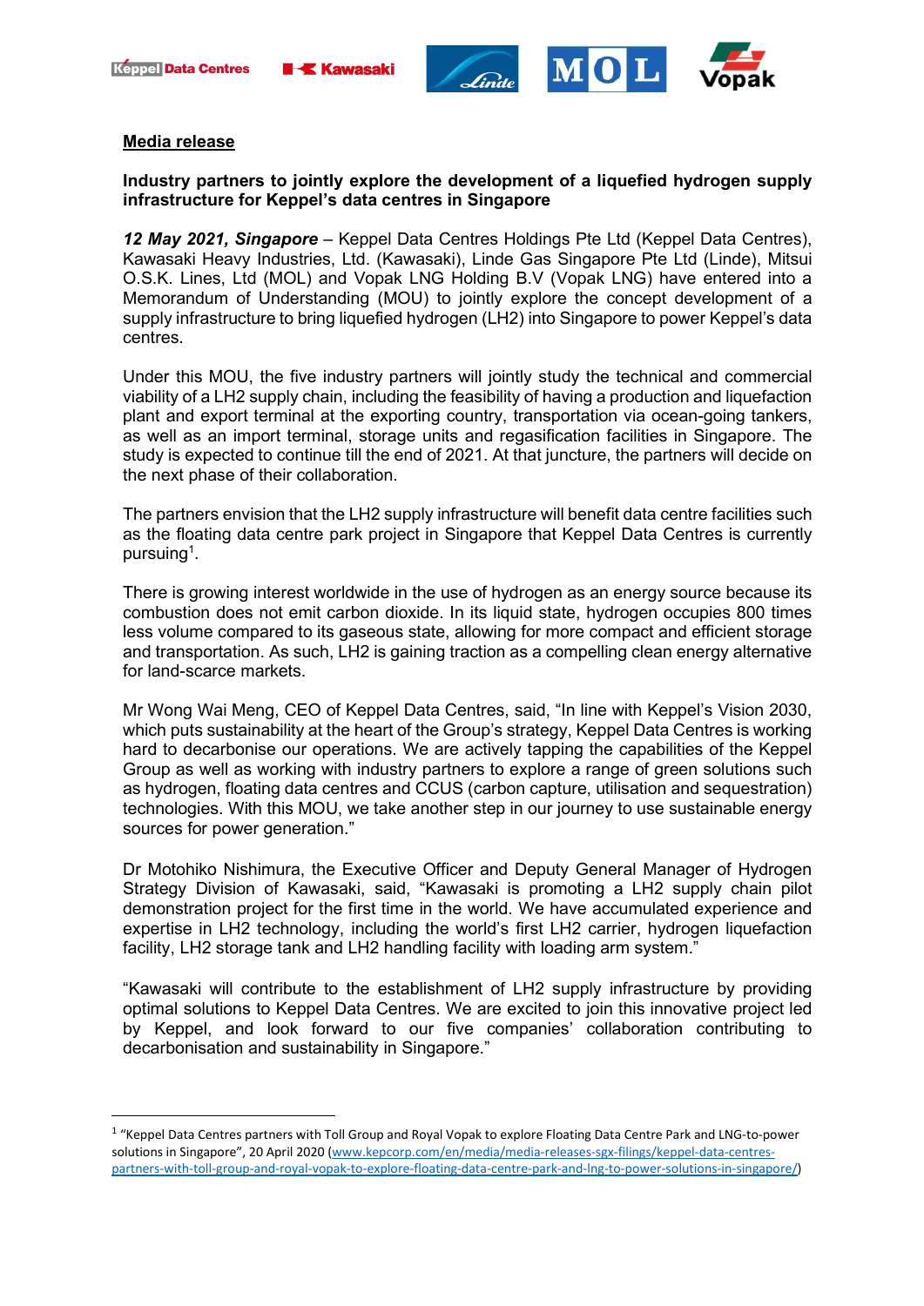**Media release**

**Industry partners to jointly explore the development of a liquefied hydrogen supply infrastructure for Keppel's data centres in Singapore**

***12 May 2021, Singapore*** – Keppel Data Centres Holdings Pte Ltd (Keppel Data Centres), Kawasaki Heavy Industries, Ltd. (Kawasaki), Linde Gas Singapore Pte Ltd (Linde), Mitsui O.S.K. Lines, Ltd (MOL) and Vopak LNG Holding B.V (Vopak LNG) have entered into a Memorandum of Understanding (MOU) to jointly explore the concept development of a supply infrastructure to bring liquefied hydrogen (LH2) into Singapore to power Keppel's data centres.

Under this MOU, the five industry partners will jointly study the technical and commercial viability of a LH2 supply chain, including the feasibility of having a production and liquefaction plant and export terminal at the exporting country, transportation via ocean-going tankers, as well as an import terminal, storage units and regasification facilities in Singapore. The study is expected to continue till the end of 2021. At that juncture, the partners will decide on the next phase of their collaboration.

The partners envision that the LH2 supply infrastructure will benefit data centre facilities such as the floating data centre park project in Singapore that Keppel Data Centres is currently pursuing[1].

There is growing interest worldwide in the use of hydrogen as an energy source because its combustion does not emit carbon dioxide. In its liquid state, hydrogen occupies 800 times less volume compared to its gaseous state, allowing for more compact and efficient storage and transportation. As such, LH2 is gaining traction as a compelling clean energy alternative for land-scarce markets.

Mr Wong Wai Meng, CEO of Keppel Data Centres, said, "In line with Keppel's Vision 2030, which puts sustainability at the heart of the Group's strategy, Keppel Data Centres is working hard to decarbonise our operations. We are actively tapping the capabilities of the Keppel Group as well as working with industry partners to explore a range of green solutions such as hydrogen, floating data centres and CCUS (carbon capture, utilisation and sequestration) technologies. With this MOU, we take another step in our journey to use sustainable energy sources for power generation."

Dr Motohiko Nishimura, the Executive Officer and Deputy General Manager of Hydrogen Strategy Division of Kawasaki, said, "Kawasaki is promoting a LH2 supply chain pilot demonstration project for the first time in the world. We have accumulated experience and expertise in LH2 technology, including the world's first LH2 carrier, hydrogen liquefaction facility, LH2 storage tank and LH2 handling facility with loading arm system."

"Kawasaki will contribute to the establishment of LH2 supply infrastructure by providing optimal solutions to Keppel Data Centres. We are excited to join this innovative project led by Keppel, and look forward to our five companies' collaboration contributing to decarbonisation and sustainability in Singapore."

---

[1] "Keppel Data Centres partners with Toll Group and Royal Vopak to explore Floating Data Centre Park and LNG-to-power solutions in Singapore", 20 April 2020 (www.kepcorp.com/en/media/media-releases-sgx-filings/keppel-data-centres-partners-with-toll-group-and-royal-vopak-to-explore-floating-data-centre-park-and-lng-to-power-solutions-in-singapore/)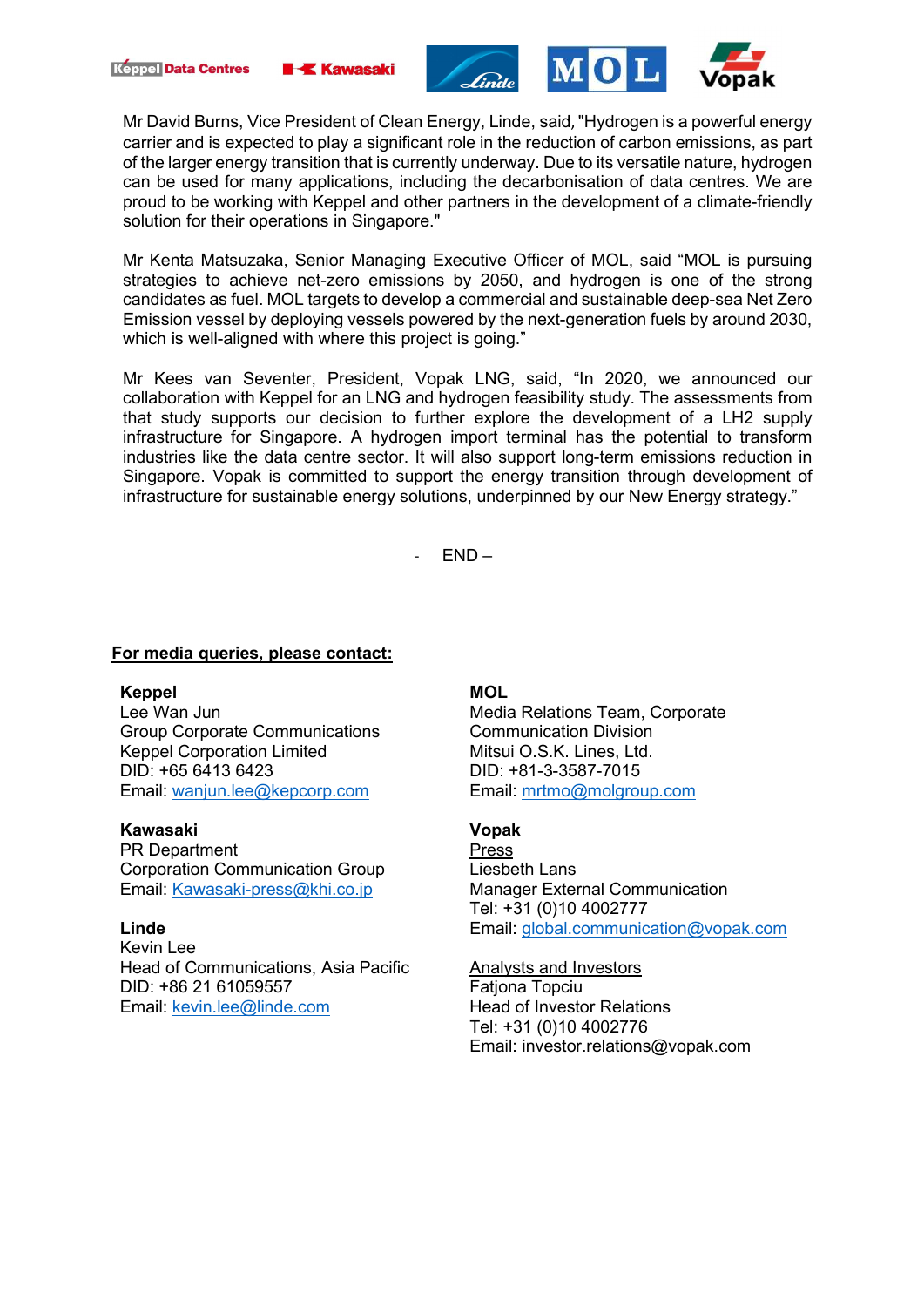Mr David Burns, Vice President of Clean Energy, Linde, said, "Hydrogen is a powerful energy carrier and is expected to play a significant role in the reduction of carbon emissions, as part of the larger energy transition that is currently underway. Due to its versatile nature, hydrogen can be used for many applications, including the decarbonisation of data centres. We are proud to be working with Keppel and other partners in the development of a climate-friendly solution for their operations in Singapore."

Mr Kenta Matsuzaka, Senior Managing Executive Officer of MOL, said "MOL is pursuing strategies to achieve net-zero emissions by 2050, and hydrogen is one of the strong candidates as fuel. MOL targets to develop a commercial and sustainable deep-sea Net Zero Emission vessel by deploying vessels powered by the next-generation fuels by around 2030, which is well-aligned with where this project is going."

Mr Kees van Seventer, President, Vopak LNG, said, "In 2020, we announced our collaboration with Keppel for an LNG and hydrogen feasibility study. The assessments from that study supports our decision to further explore the development of a LH2 supply infrastructure for Singapore. A hydrogen import terminal has the potential to transform industries like the data centre sector. It will also support long-term emissions reduction in Singapore. Vopak is committed to support the energy transition through development of infrastructure for sustainable energy solutions, underpinned by our New Energy strategy."

- END –

**For media queries, please contact:**

**Keppel**
Lee Wan Jun
Group Corporate Communications
Keppel Corporation Limited
DID: +65 6413 6423
Email: wanjun.lee@kepcorp.com

**Kawasaki**
PR Department
Corporation Communication Group
Email: Kawasaki-press@khi.co.jp

**Linde**
Kevin Lee
Head of Communications, Asia Pacific
DID: +86 21 61059557
Email: kevin.lee@linde.com

**MOL**
Media Relations Team, Corporate Communication Division
Mitsui O.S.K. Lines, Ltd.
DID: +81-3-3587-7015
Email: mrtmo@molgroup.com

**Vopak**
Press
Liesbeth Lans
Manager External Communication
Tel: +31 (0)10 4002777
Email: global.communication@vopak.com

Analysts and Investors
Fatjona Topciu
Head of Investor Relations
Tel: +31 (0)10 4002776
Email: investor.relations@vopak.com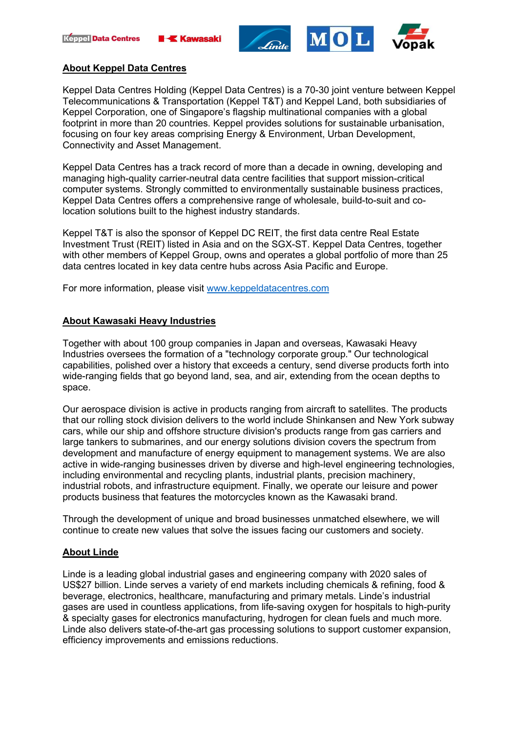## About Keppel Data Centres

Keppel Data Centres Holding (Keppel Data Centres) is a 70-30 joint venture between Keppel Telecommunications & Transportation (Keppel T&T) and Keppel Land, both subsidiaries of Keppel Corporation, one of Singapore's flagship multinational companies with a global footprint in more than 20 countries. Keppel provides solutions for sustainable urbanisation, focusing on four key areas comprising Energy & Environment, Urban Development, Connectivity and Asset Management.

Keppel Data Centres has a track record of more than a decade in owning, developing and managing high-quality carrier-neutral data centre facilities that support mission-critical computer systems. Strongly committed to environmentally sustainable business practices, Keppel Data Centres offers a comprehensive range of wholesale, build-to-suit and co-location solutions built to the highest industry standards.

Keppel T&T is also the sponsor of Keppel DC REIT, the first data centre Real Estate Investment Trust (REIT) listed in Asia and on the SGX-ST. Keppel Data Centres, together with other members of Keppel Group, owns and operates a global portfolio of more than 25 data centres located in key data centre hubs across Asia Pacific and Europe.

For more information, please visit [www.keppeldatacentres.com](http://www.keppeldatacentres.com)

## About Kawasaki Heavy Industries

Together with about 100 group companies in Japan and overseas, Kawasaki Heavy Industries oversees the formation of a "technology corporate group." Our technological capabilities, polished over a history that exceeds a century, send diverse products forth into wide-ranging fields that go beyond land, sea, and air, extending from the ocean depths to space.

Our aerospace division is active in products ranging from aircraft to satellites. The products that our rolling stock division delivers to the world include Shinkansen and New York subway cars, while our ship and offshore structure division's products range from gas carriers and large tankers to submarines, and our energy solutions division covers the spectrum from development and manufacture of energy equipment to management systems. We are also active in wide-ranging businesses driven by diverse and high-level engineering technologies, including environmental and recycling plants, industrial plants, precision machinery, industrial robots, and infrastructure equipment. Finally, we operate our leisure and power products business that features the motorcycles known as the Kawasaki brand.

Through the development of unique and broad businesses unmatched elsewhere, we will continue to create new values that solve the issues facing our customers and society.

## About Linde

Linde is a leading global industrial gases and engineering company with 2020 sales of US$27 billion. Linde serves a variety of end markets including chemicals & refining, food & beverage, electronics, healthcare, manufacturing and primary metals. Linde's industrial gases are used in countless applications, from life-saving oxygen for hospitals to high-purity & specialty gases for electronics manufacturing, hydrogen for clean fuels and much more. Linde also delivers state-of-the-art gas processing solutions to support customer expansion, efficiency improvements and emissions reductions.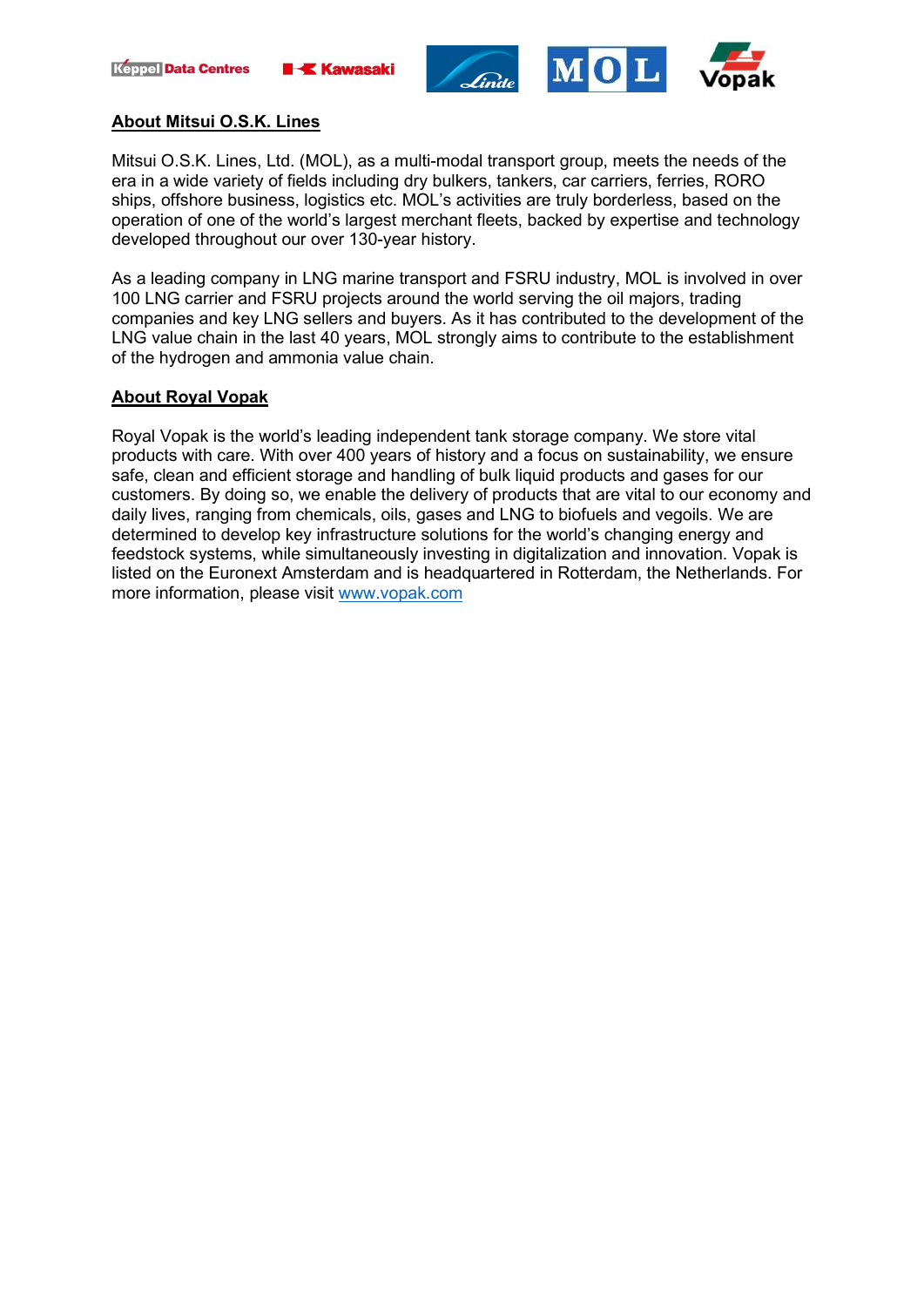## About Mitsui O.S.K. Lines

Mitsui O.S.K. Lines, Ltd. (MOL), as a multi-modal transport group, meets the needs of the era in a wide variety of fields including dry bulkers, tankers, car carriers, ferries, RORO ships, offshore business, logistics etc. MOL's activities are truly borderless, based on the operation of one of the world's largest merchant fleets, backed by expertise and technology developed throughout our over 130-year history.

As a leading company in LNG marine transport and FSRU industry, MOL is involved in over 100 LNG carrier and FSRU projects around the world serving the oil majors, trading companies and key LNG sellers and buyers. As it has contributed to the development of the LNG value chain in the last 40 years, MOL strongly aims to contribute to the establishment of the hydrogen and ammonia value chain.

## About Royal Vopak

Royal Vopak is the world's leading independent tank storage company. We store vital products with care. With over 400 years of history and a focus on sustainability, we ensure safe, clean and efficient storage and handling of bulk liquid products and gases for our customers. By doing so, we enable the delivery of products that are vital to our economy and daily lives, ranging from chemicals, oils, gases and LNG to biofuels and vegoils. We are determined to develop key infrastructure solutions for the world's changing energy and feedstock systems, while simultaneously investing in digitalization and innovation. Vopak is listed on the Euronext Amsterdam and is headquartered in Rotterdam, the Netherlands. For more information, please visit [www.vopak.com](http://www.vopak.com)